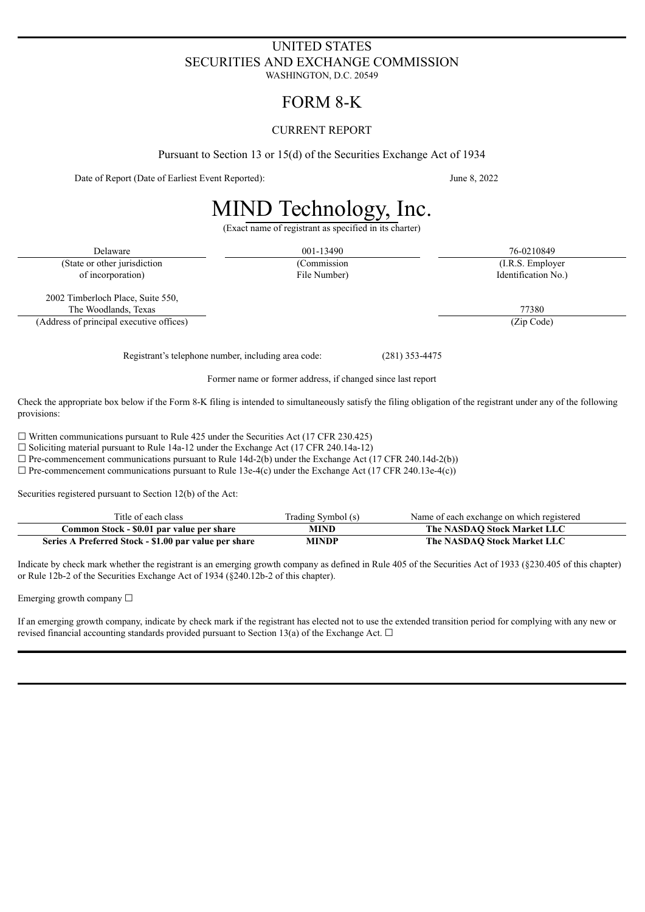# UNITED STATES
# SECURITIES AND EXCHANGE COMMISSION
WASHINGTON, D.C. 20549

# FORM 8-K

## CURRENT REPORT

Pursuant to Section 13 or 15(d) of the Securities Exchange Act of 1934

Date of Report (Date of Earliest Event Reported): June 8, 2022

# MIND Technology, Inc.

(Exact name of registrant as specified in its charter)

| Delaware | 001-13490 | 76-0210849 |
|---|---|---|
| (State or other jurisdiction of incorporation) | (Commission File Number) | (I.R.S. Employer Identification No.) |

| 2002 Timberloch Place, Suite 550, The Woodlands, Texas | 77380 |
|---|---|
| (Address of principal executive offices) | (Zip Code) |

Registrant's telephone number, including area code: (281) 353-4475

Former name or former address, if changed since last report

Check the appropriate box below if the Form 8-K filing is intended to simultaneously satisfy the filing obligation of the registrant under any of the following provisions:

☐ Written communications pursuant to Rule 425 under the Securities Act (17 CFR 230.425)
☐ Soliciting material pursuant to Rule 14a-12 under the Exchange Act (17 CFR 240.14a-12)
☐ Pre-commencement communications pursuant to Rule 14d-2(b) under the Exchange Act (17 CFR 240.14d-2(b))
☐ Pre-commencement communications pursuant to Rule 13e-4(c) under the Exchange Act (17 CFR 240.13e-4(c))

Securities registered pursuant to Section 12(b) of the Act:

| Title of each class | Trading Symbol (s) | Name of each exchange on which registered |
|---|---|---|
| **Common Stock - $0.01 par value per share** | **MIND** | **The NASDAQ Stock Market LLC** |
| **Series A Preferred Stock - $1.00 par value per share** | **MINDP** | **The NASDAQ Stock Market LLC** |

Indicate by check mark whether the registrant is an emerging growth company as defined in Rule 405 of the Securities Act of 1933 (§230.405 of this chapter) or Rule 12b-2 of the Securities Exchange Act of 1934 (§240.12b-2 of this chapter).

Emerging growth company ☐

If an emerging growth company, indicate by check mark if the registrant has elected not to use the extended transition period for complying with any new or revised financial accounting standards provided pursuant to Section 13(a) of the Exchange Act. ☐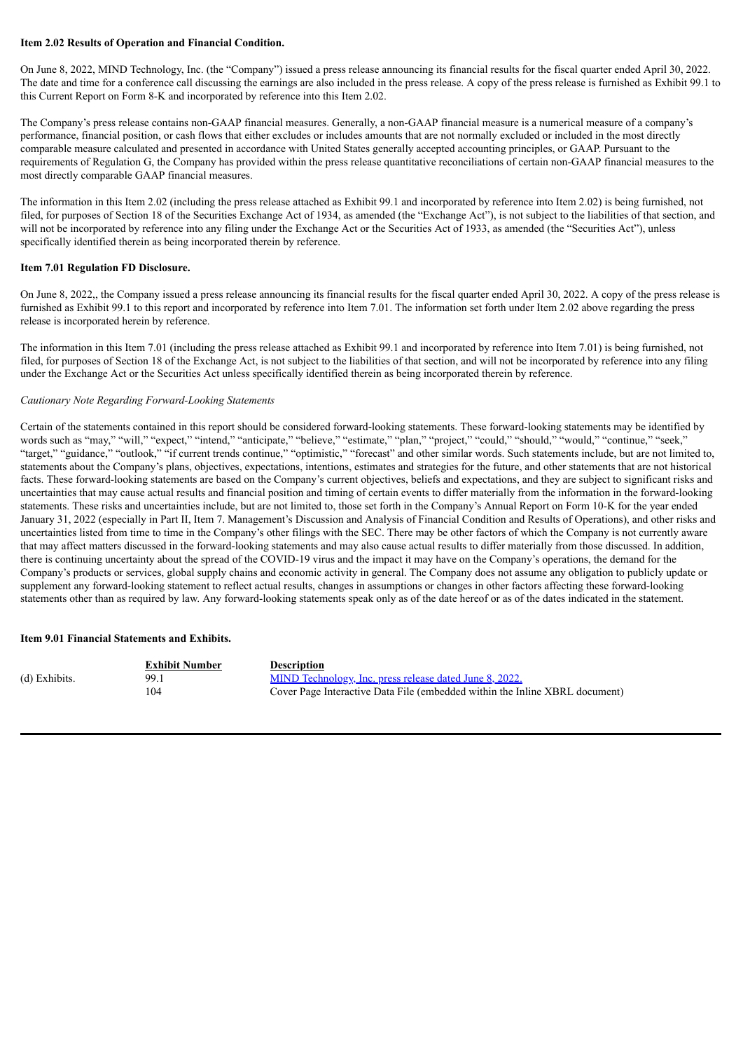**Item 2.02 Results of Operation and Financial Condition.**

On June 8, 2022, MIND Technology, Inc. (the "Company") issued a press release announcing its financial results for the fiscal quarter ended April 30, 2022. The date and time for a conference call discussing the earnings are also included in the press release. A copy of the press release is furnished as Exhibit 99.1 to this Current Report on Form 8-K and incorporated by reference into this Item 2.02.

The Company's press release contains non-GAAP financial measures. Generally, a non-GAAP financial measure is a numerical measure of a company's performance, financial position, or cash flows that either excludes or includes amounts that are not normally excluded or included in the most directly comparable measure calculated and presented in accordance with United States generally accepted accounting principles, or GAAP. Pursuant to the requirements of Regulation G, the Company has provided within the press release quantitative reconciliations of certain non-GAAP financial measures to the most directly comparable GAAP financial measures.

The information in this Item 2.02 (including the press release attached as Exhibit 99.1 and incorporated by reference into Item 2.02) is being furnished, not filed, for purposes of Section 18 of the Securities Exchange Act of 1934, as amended (the "Exchange Act"), is not subject to the liabilities of that section, and will not be incorporated by reference into any filing under the Exchange Act or the Securities Act of 1933, as amended (the "Securities Act"), unless specifically identified therein as being incorporated therein by reference.

**Item 7.01 Regulation FD Disclosure.**

On June 8, 2022,, the Company issued a press release announcing its financial results for the fiscal quarter ended April 30, 2022. A copy of the press release is furnished as Exhibit 99.1 to this report and incorporated by reference into Item 7.01. The information set forth under Item 2.02 above regarding the press release is incorporated herein by reference.

The information in this Item 7.01 (including the press release attached as Exhibit 99.1 and incorporated by reference into Item 7.01) is being furnished, not filed, for purposes of Section 18 of the Exchange Act, is not subject to the liabilities of that section, and will not be incorporated by reference into any filing under the Exchange Act or the Securities Act unless specifically identified therein as being incorporated therein by reference.

*Cautionary Note Regarding Forward-Looking Statements*

Certain of the statements contained in this report should be considered forward-looking statements. These forward-looking statements may be identified by words such as "may," "will," "expect," "intend," "anticipate," "believe," "estimate," "plan," "project," "could," "should," "would," "continue," "seek," "target," "guidance," "outlook," "if current trends continue," "optimistic," "forecast" and other similar words. Such statements include, but are not limited to, statements about the Company's plans, objectives, expectations, intentions, estimates and strategies for the future, and other statements that are not historical facts. These forward-looking statements are based on the Company's current objectives, beliefs and expectations, and they are subject to significant risks and uncertainties that may cause actual results and financial position and timing of certain events to differ materially from the information in the forward-looking statements. These risks and uncertainties include, but are not limited to, those set forth in the Company's Annual Report on Form 10-K for the year ended January 31, 2022 (especially in Part II, Item 7. Management's Discussion and Analysis of Financial Condition and Results of Operations), and other risks and uncertainties listed from time to time in the Company's other filings with the SEC. There may be other factors of which the Company is not currently aware that may affect matters discussed in the forward-looking statements and may also cause actual results to differ materially from those discussed. In addition, there is continuing uncertainty about the spread of the COVID-19 virus and the impact it may have on the Company's operations, the demand for the Company's products or services, global supply chains and economic activity in general. The Company does not assume any obligation to publicly update or supplement any forward-looking statement to reflect actual results, changes in assumptions or changes in other factors affecting these forward-looking statements other than as required by law. Any forward-looking statements speak only as of the date hereof or as of the dates indicated in the statement.

**Item 9.01 Financial Statements and Exhibits.**

| | Exhibit Number | Description |
|---|---|---|
| (d) Exhibits. | 99.1 | MIND Technology, Inc. press release dated June 8, 2022. |
| | 104 | Cover Page Interactive Data File (embedded within the Inline XBRL document) |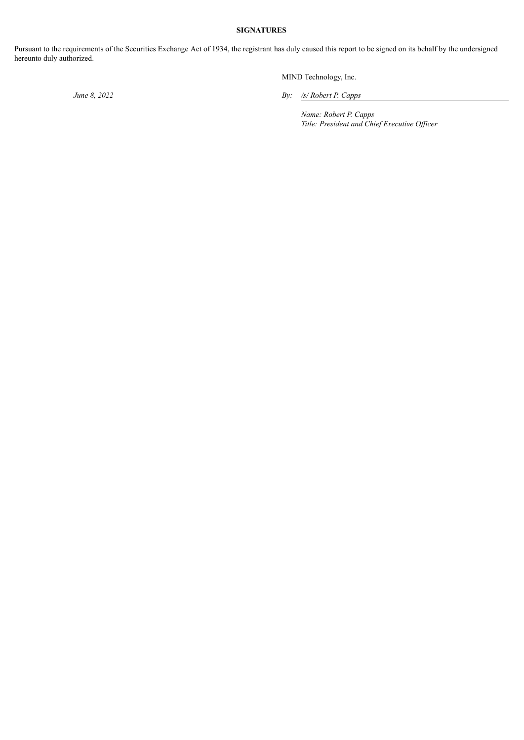**SIGNATURES**

Pursuant to the requirements of the Securities Exchange Act of 1934, the registrant has duly caused this report to be signed on its behalf by the undersigned hereunto duly authorized.

MIND Technology, Inc.

*June 8, 2022*

By: */s/ Robert P. Capps*

*Name: Robert P. Capps*
*Title: President and Chief Executive Officer*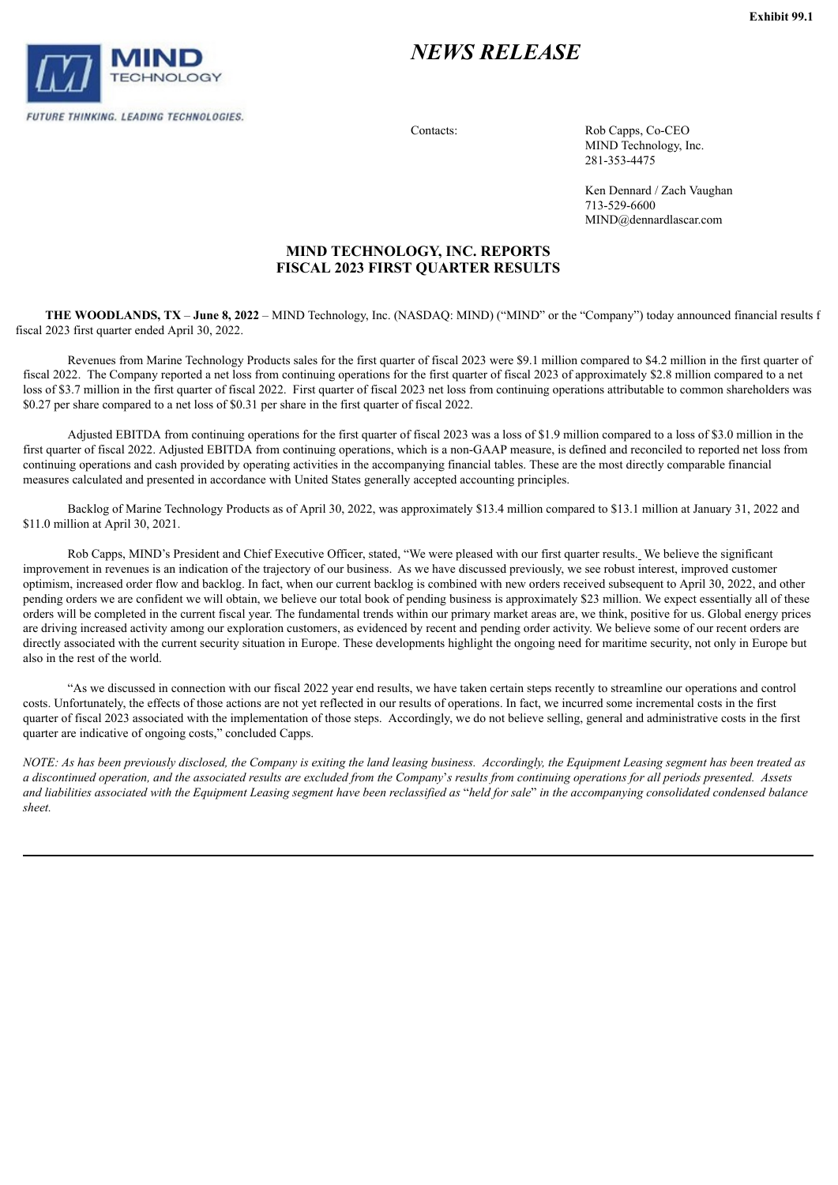Exhibit 99.1

MIND TECHNOLOGY

FUTURE THINKING. LEADING TECHNOLOGIES.

# *NEWS RELEASE*

Contacts: Rob Capps, Co-CEO
MIND Technology, Inc.
281-353-4475

Ken Dennard / Zach Vaughan
713-529-6600
MIND@dennardlascar.com

## MIND TECHNOLOGY, INC. REPORTS FISCAL 2023 FIRST QUARTER RESULTS

**THE WOODLANDS, TX** – **June 8, 2022** – MIND Technology, Inc. (NASDAQ: MIND) ("MIND" or the "Company") today announced financial results f fiscal 2023 first quarter ended April 30, 2022.

Revenues from Marine Technology Products sales for the first quarter of fiscal 2023 were $9.1 million compared to $4.2 million in the first quarter of fiscal 2022. The Company reported a net loss from continuing operations for the first quarter of fiscal 2023 of approximately $2.8 million compared to a net loss of $3.7 million in the first quarter of fiscal 2022. First quarter of fiscal 2023 net loss from continuing operations attributable to common shareholders was $0.27 per share compared to a net loss of $0.31 per share in the first quarter of fiscal 2022.

Adjusted EBITDA from continuing operations for the first quarter of fiscal 2023 was a loss of $1.9 million compared to a loss of $3.0 million in the first quarter of fiscal 2022. Adjusted EBITDA from continuing operations, which is a non-GAAP measure, is defined and reconciled to reported net loss from continuing operations and cash provided by operating activities in the accompanying financial tables. These are the most directly comparable financial measures calculated and presented in accordance with United States generally accepted accounting principles.

Backlog of Marine Technology Products as of April 30, 2022, was approximately $13.4 million compared to $13.1 million at January 31, 2022 and $11.0 million at April 30, 2021.

Rob Capps, MIND's President and Chief Executive Officer, stated, "We were pleased with our first quarter results. We believe the significant improvement in revenues is an indication of the trajectory of our business. As we have discussed previously, we see robust interest, improved customer optimism, increased order flow and backlog. In fact, when our current backlog is combined with new orders received subsequent to April 30, 2022, and other pending orders we are confident we will obtain, we believe our total book of pending business is approximately $23 million. We expect essentially all of these orders will be completed in the current fiscal year. The fundamental trends within our primary market areas are, we think, positive for us. Global energy prices are driving increased activity among our exploration customers, as evidenced by recent and pending order activity. We believe some of our recent orders are directly associated with the current security situation in Europe. These developments highlight the ongoing need for maritime security, not only in Europe but also in the rest of the world.

"As we discussed in connection with our fiscal 2022 year end results, we have taken certain steps recently to streamline our operations and control costs. Unfortunately, the effects of those actions are not yet reflected in our results of operations. In fact, we incurred some incremental costs in the first quarter of fiscal 2023 associated with the implementation of those steps. Accordingly, we do not believe selling, general and administrative costs in the first quarter are indicative of ongoing costs," concluded Capps.

*NOTE: As has been previously disclosed, the Company is exiting the land leasing business. Accordingly, the Equipment Leasing segment has been treated as a discontinued operation, and the associated results are excluded from the Company's results from continuing operations for all periods presented. Assets and liabilities associated with the Equipment Leasing segment have been reclassified as "held for sale" in the accompanying consolidated condensed balance sheet.*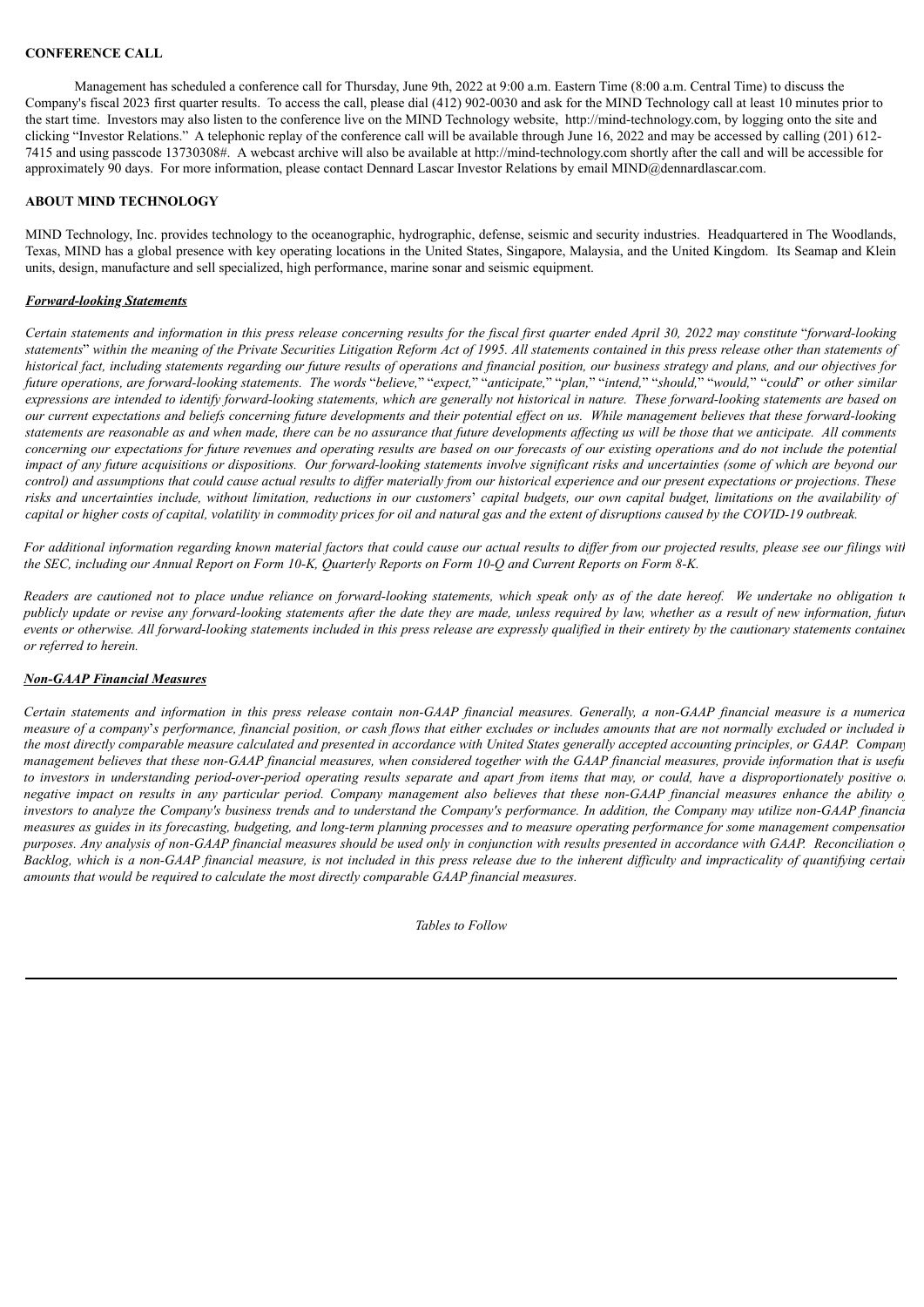**CONFERENCE CALL**

Management has scheduled a conference call for Thursday, June 9th, 2022 at 9:00 a.m. Eastern Time (8:00 a.m. Central Time) to discuss the Company's fiscal 2023 first quarter results. To access the call, please dial (412) 902-0030 and ask for the MIND Technology call at least 10 minutes prior to the start time. Investors may also listen to the conference live on the MIND Technology website, http://mind-technology.com, by logging onto the site and clicking "Investor Relations." A telephonic replay of the conference call will be available through June 16, 2022 and may be accessed by calling (201) 612-7415 and using passcode 13730308#. A webcast archive will also be available at http://mind-technology.com shortly after the call and will be accessible for approximately 90 days. For more information, please contact Dennard Lascar Investor Relations by email MIND@dennardlascar.com.

**ABOUT MIND TECHNOLOGY**

MIND Technology, Inc. provides technology to the oceanographic, hydrographic, defense, seismic and security industries. Headquartered in The Woodlands, Texas, MIND has a global presence with key operating locations in the United States, Singapore, Malaysia, and the United Kingdom. Its Seamap and Klein units, design, manufacture and sell specialized, high performance, marine sonar and seismic equipment.

***Forward-looking Statements***

*Certain statements and information in this press release concerning results for the fiscal first quarter ended April 30, 2022 may constitute "forward-looking statements" within the meaning of the Private Securities Litigation Reform Act of 1995. All statements contained in this press release other than statements of historical fact, including statements regarding our future results of operations and financial position, our business strategy and plans, and our objectives for future operations, are forward-looking statements. The words "believe," "expect," "anticipate," "plan," "intend," "should," "would," "could" or other similar expressions are intended to identify forward-looking statements, which are generally not historical in nature. These forward-looking statements are based on our current expectations and beliefs concerning future developments and their potential effect on us. While management believes that these forward-looking statements are reasonable as and when made, there can be no assurance that future developments affecting us will be those that we anticipate. All comments concerning our expectations for future revenues and operating results are based on our forecasts of our existing operations and do not include the potential impact of any future acquisitions or dispositions. Our forward-looking statements involve significant risks and uncertainties (some of which are beyond our control) and assumptions that could cause actual results to differ materially from our historical experience and our present expectations or projections. These risks and uncertainties include, without limitation, reductions in our customers' capital budgets, our own capital budget, limitations on the availability of capital or higher costs of capital, volatility in commodity prices for oil and natural gas and the extent of disruptions caused by the COVID-19 outbreak.*

*For additional information regarding known material factors that could cause our actual results to differ from our projected results, please see our filings with the SEC, including our Annual Report on Form 10-K, Quarterly Reports on Form 10-Q and Current Reports on Form 8-K.*

*Readers are cautioned not to place undue reliance on forward-looking statements, which speak only as of the date hereof. We undertake no obligation to publicly update or revise any forward-looking statements after the date they are made, unless required by law, whether as a result of new information, future events or otherwise. All forward-looking statements included in this press release are expressly qualified in their entirety by the cautionary statements contained or referred to herein.*

***Non-GAAP Financial Measures***

*Certain statements and information in this press release contain non-GAAP financial measures. Generally, a non-GAAP financial measure is a numerical measure of a company's performance, financial position, or cash flows that either excludes or includes amounts that are not normally excluded or included in the most directly comparable measure calculated and presented in accordance with United States generally accepted accounting principles, or GAAP. Company management believes that these non-GAAP financial measures, when considered together with the GAAP financial measures, provide information that is useful to investors in understanding period-over-period operating results separate and apart from items that may, or could, have a disproportionately positive or negative impact on results in any particular period. Company management also believes that these non-GAAP financial measures enhance the ability of investors to analyze the Company's business trends and to understand the Company's performance. In addition, the Company may utilize non-GAAP financial measures as guides in its forecasting, budgeting, and long-term planning processes and to measure operating performance for some management compensation purposes. Any analysis of non-GAAP financial measures should be used only in conjunction with results presented in accordance with GAAP. Reconciliation of Backlog, which is a non-GAAP financial measure, is not included in this press release due to the inherent difficulty and impracticality of quantifying certain amounts that would be required to calculate the most directly comparable GAAP financial measures.*

*Tables to Follow*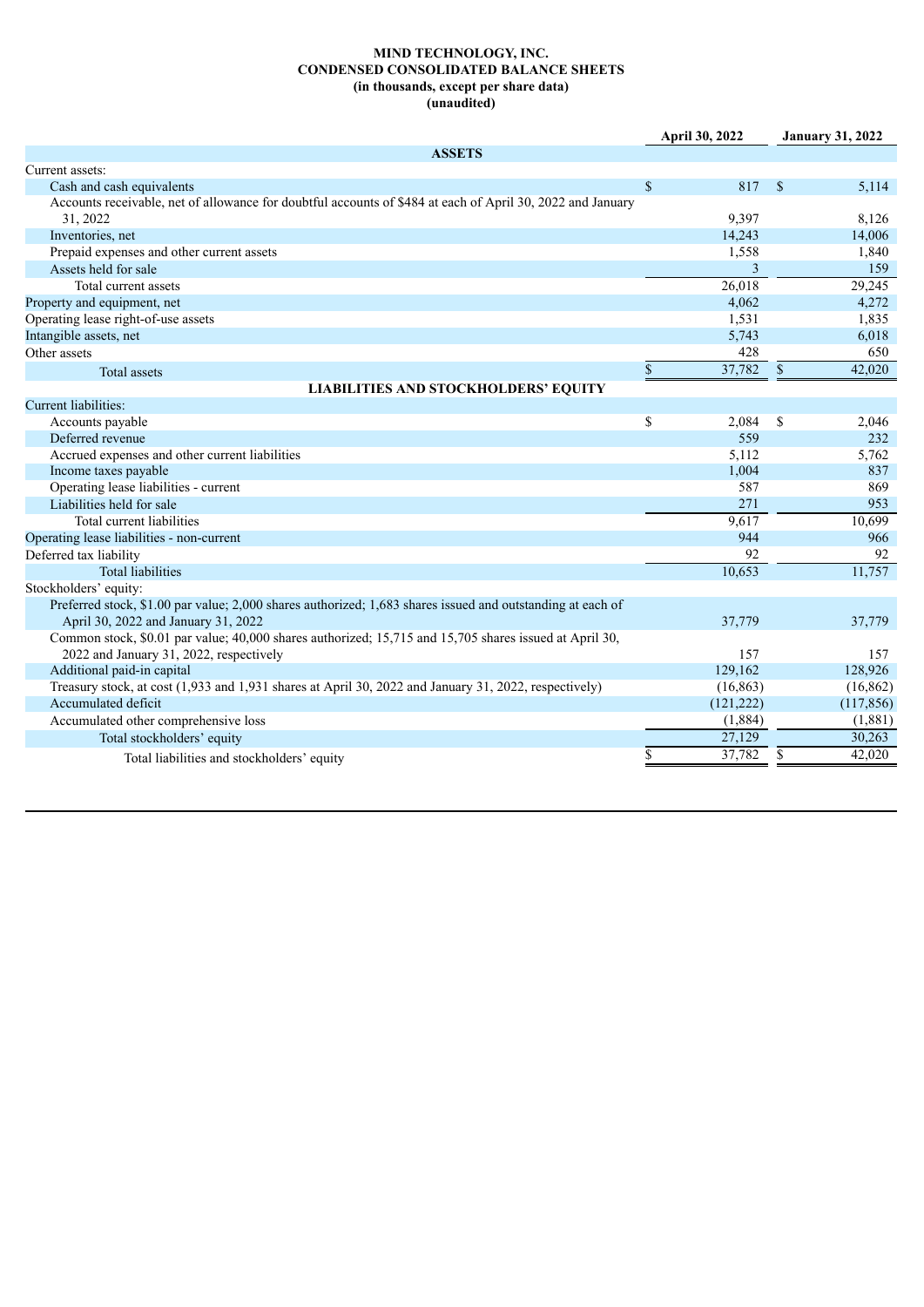**MIND TECHNOLOGY, INC.**
**CONDENSED CONSOLIDATED BALANCE SHEETS**
**(in thousands, except per share data)**
**(unaudited)**

| | April 30, 2022 | January 31, 2022 |
|---|---|---|
| **ASSETS** | | |
| Current assets: | | |
| Cash and cash equivalents | $ 817 | $ 5,114 |
| Accounts receivable, net of allowance for doubtful accounts of $484 at each of April 30, 2022 and January 31, 2022 | 9,397 | 8,126 |
| Inventories, net | 14,243 | 14,006 |
| Prepaid expenses and other current assets | 1,558 | 1,840 |
| Assets held for sale | 3 | 159 |
| Total current assets | 26,018 | 29,245 |
| Property and equipment, net | 4,062 | 4,272 |
| Operating lease right-of-use assets | 1,531 | 1,835 |
| Intangible assets, net | 5,743 | 6,018 |
| Other assets | 428 | 650 |
| Total assets | $ 37,782 | $ 42,020 |
| **LIABILITIES AND STOCKHOLDERS' EQUITY** | | |
| Current liabilities: | | |
| Accounts payable | $ 2,084 | $ 2,046 |
| Deferred revenue | 559 | 232 |
| Accrued expenses and other current liabilities | 5,112 | 5,762 |
| Income taxes payable | 1,004 | 837 |
| Operating lease liabilities - current | 587 | 869 |
| Liabilities held for sale | 271 | 953 |
| Total current liabilities | 9,617 | 10,699 |
| Operating lease liabilities - non-current | 944 | 966 |
| Deferred tax liability | 92 | 92 |
| Total liabilities | 10,653 | 11,757 |
| Stockholders' equity: | | |
| Preferred stock, $1.00 par value; 2,000 shares authorized; 1,683 shares issued and outstanding at each of April 30, 2022 and January 31, 2022 | 37,779 | 37,779 |
| Common stock, $0.01 par value; 40,000 shares authorized; 15,715 and 15,705 shares issued at April 30, 2022 and January 31, 2022, respectively | 157 | 157 |
| Additional paid-in capital | 129,162 | 128,926 |
| Treasury stock, at cost (1,933 and 1,931 shares at April 30, 2022 and January 31, 2022, respectively) | (16,863) | (16,862) |
| Accumulated deficit | (121,222) | (117,856) |
| Accumulated other comprehensive loss | (1,884) | (1,881) |
| Total stockholders' equity | 27,129 | 30,263 |
| Total liabilities and stockholders' equity | $ 37,782 | $ 42,020 |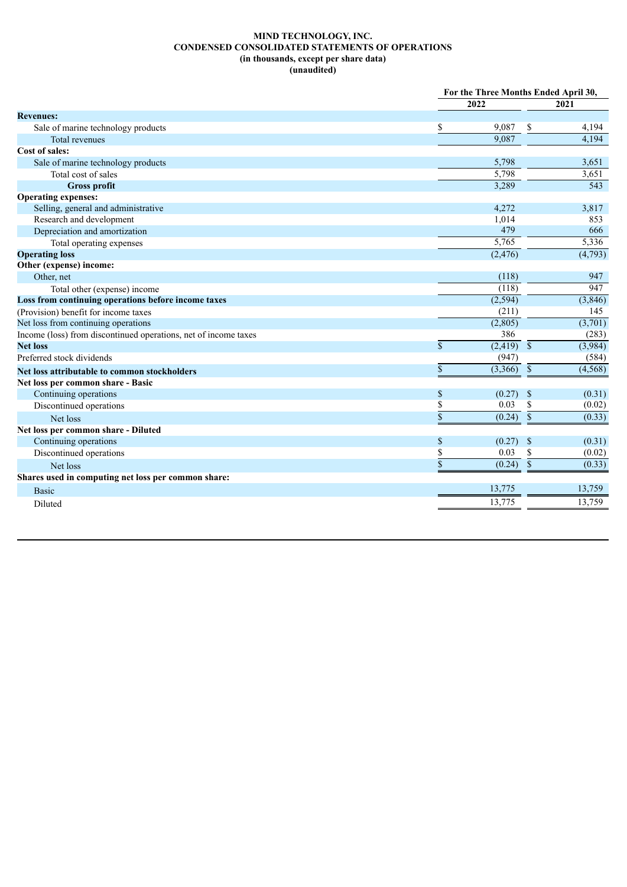**MIND TECHNOLOGY, INC.**
**CONDENSED CONSOLIDATED STATEMENTS OF OPERATIONS**
**(in thousands, except per share data)**
**(unaudited)**

| | For the Three Months Ended April 30, | |
|---|---|---|
| | 2022 | 2021 |
| **Revenues:** | | |
| Sale of marine technology products | $ 9,087 | $ 4,194 |
| Total revenues | 9,087 | 4,194 |
| **Cost of sales:** | | |
| Sale of marine technology products | 5,798 | 3,651 |
| Total cost of sales | 5,798 | 3,651 |
| **Gross profit** | 3,289 | 543 |
| **Operating expenses:** | | |
| Selling, general and administrative | 4,272 | 3,817 |
| Research and development | 1,014 | 853 |
| Depreciation and amortization | 479 | 666 |
| Total operating expenses | 5,765 | 5,336 |
| **Operating loss** | (2,476) | (4,793) |
| **Other (expense) income:** | | |
| Other, net | (118) | 947 |
| Total other (expense) income | (118) | 947 |
| **Loss from continuing operations before income taxes** | (2,594) | (3,846) |
| (Provision) benefit for income taxes | (211) | 145 |
| Net loss from continuing operations | (2,805) | (3,701) |
| Income (loss) from discontinued operations, net of income taxes | 386 | (283) |
| **Net loss** | $ (2,419) | $ (3,984) |
| Preferred stock dividends | (947) | (584) |
| **Net loss attributable to common stockholders** | $ (3,366) | $ (4,568) |
| **Net loss per common share - Basic** | | |
| Continuing operations | $ (0.27) | $ (0.31) |
| Discontinued operations | $ 0.03 | $ (0.02) |
| Net loss | $ (0.24) | $ (0.33) |
| **Net loss per common share - Diluted** | | |
| Continuing operations | $ (0.27) | $ (0.31) |
| Discontinued operations | $ 0.03 | $ (0.02) |
| Net loss | $ (0.24) | $ (0.33) |
| **Shares used in computing net loss per common share:** | | |
| Basic | 13,775 | 13,759 |
| Diluted | 13,775 | 13,759 |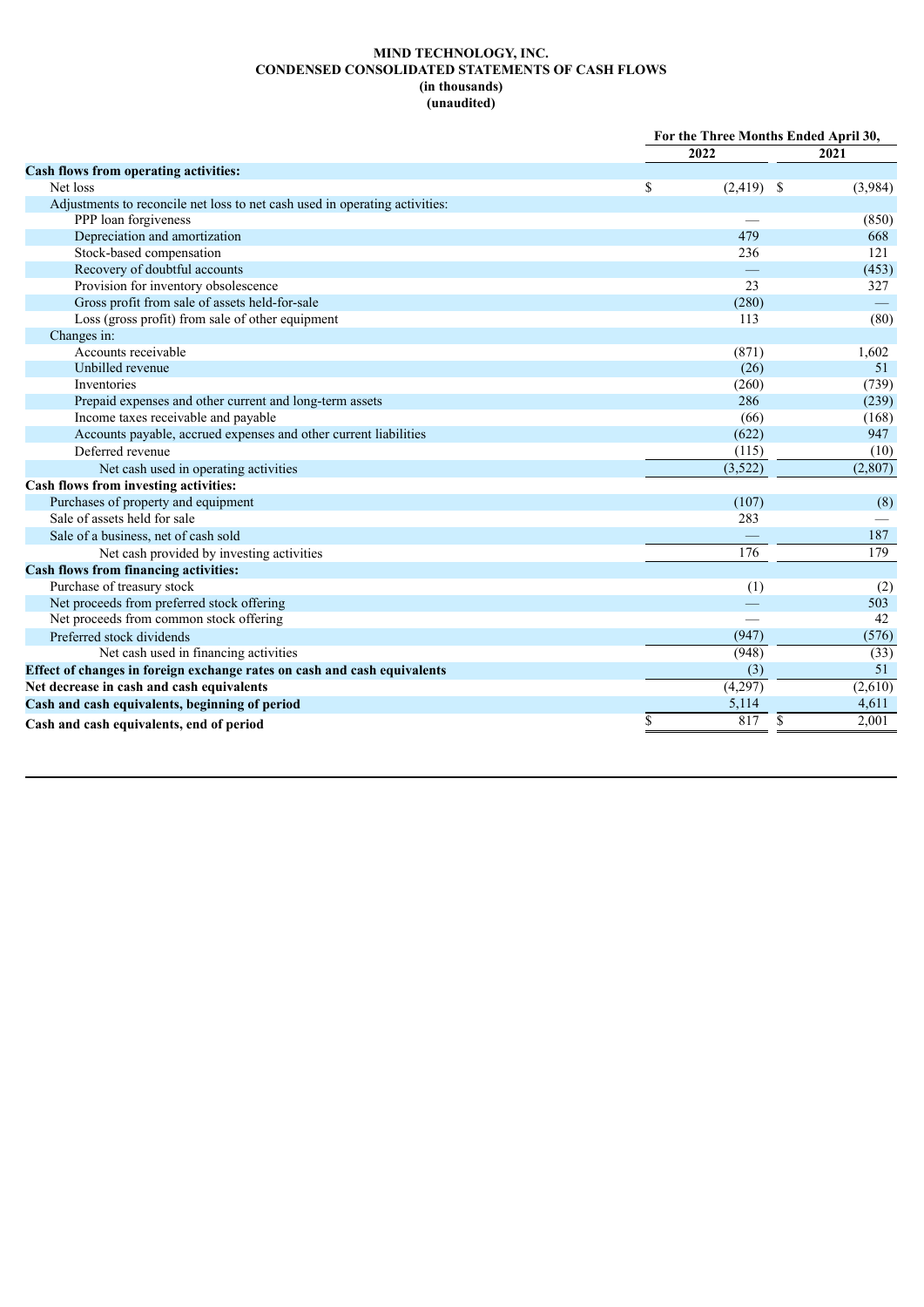**MIND TECHNOLOGY, INC.**
**CONDENSED CONSOLIDATED STATEMENTS OF CASH FLOWS**
**(in thousands)**
**(unaudited)**

| | For the Three Months Ended April 30, | |
|---|---|---|
| | 2022 | 2021 |
| **Cash flows from operating activities:** | | |
| Net loss | $ (2,419) | $ (3,984) |
| Adjustments to reconcile net loss to net cash used in operating activities: | | |
| PPP loan forgiveness | — | (850) |
| Depreciation and amortization | 479 | 668 |
| Stock-based compensation | 236 | 121 |
| Recovery of doubtful accounts | — | (453) |
| Provision for inventory obsolescence | 23 | 327 |
| Gross profit from sale of assets held-for-sale | (280) | — |
| Loss (gross profit) from sale of other equipment | 113 | (80) |
| Changes in: | | |
| Accounts receivable | (871) | 1,602 |
| Unbilled revenue | (26) | 51 |
| Inventories | (260) | (739) |
| Prepaid expenses and other current and long-term assets | 286 | (239) |
| Income taxes receivable and payable | (66) | (168) |
| Accounts payable, accrued expenses and other current liabilities | (622) | 947 |
| Deferred revenue | (115) | (10) |
| Net cash used in operating activities | (3,522) | (2,807) |
| **Cash flows from investing activities:** | | |
| Purchases of property and equipment | (107) | (8) |
| Sale of assets held for sale | 283 | — |
| Sale of a business, net of cash sold | — | 187 |
| Net cash provided by investing activities | 176 | 179 |
| **Cash flows from financing activities:** | | |
| Purchase of treasury stock | (1) | (2) |
| Net proceeds from preferred stock offering | — | 503 |
| Net proceeds from common stock offering | — | 42 |
| Preferred stock dividends | (947) | (576) |
| Net cash used in financing activities | (948) | (33) |
| **Effect of changes in foreign exchange rates on cash and cash equivalents** | (3) | 51 |
| **Net decrease in cash and cash equivalents** | (4,297) | (2,610) |
| **Cash and cash equivalents, beginning of period** | 5,114 | 4,611 |
| **Cash and cash equivalents, end of period** | $ 817 | $ 2,001 |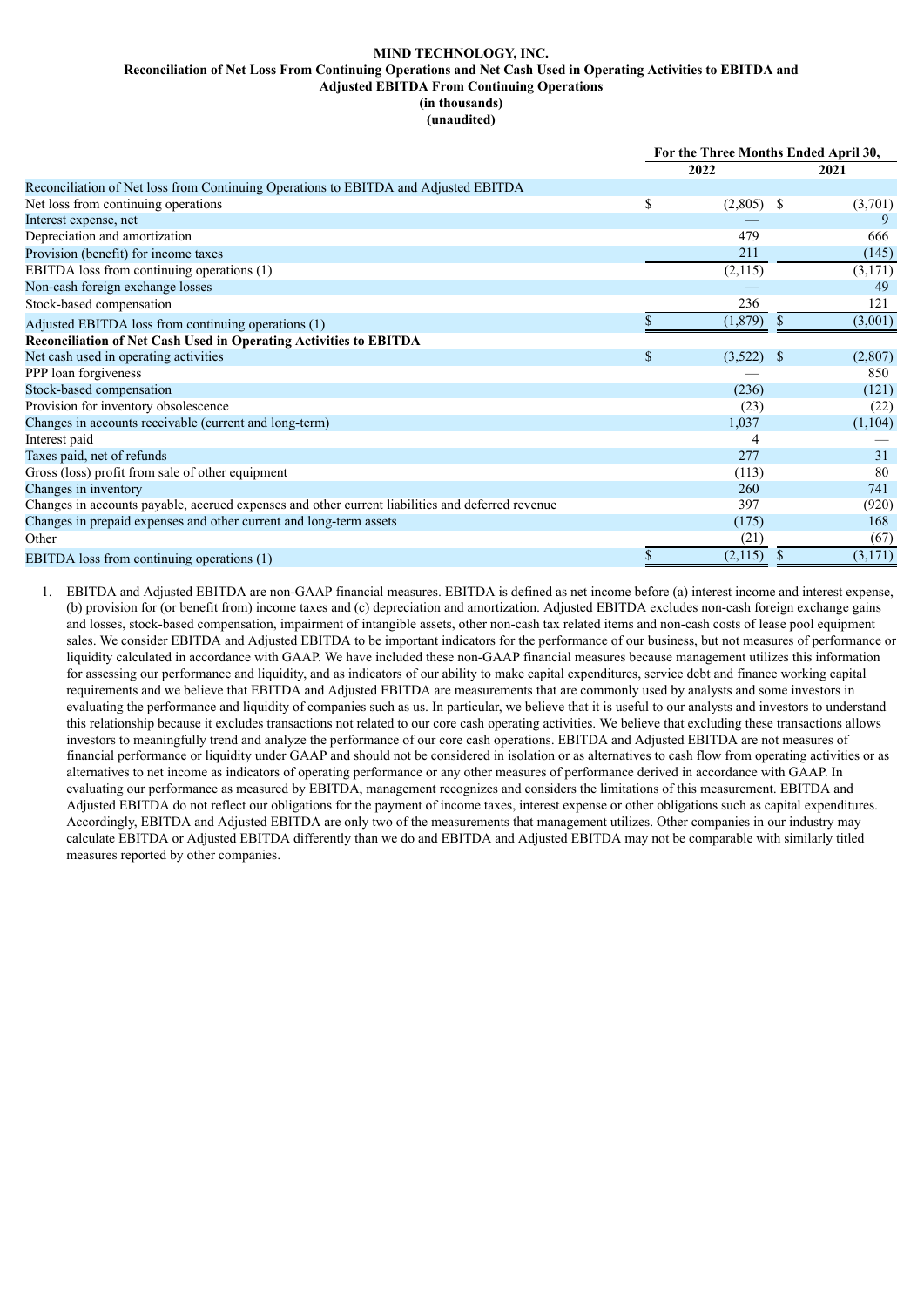**MIND TECHNOLOGY, INC.**
**Reconciliation of Net Loss From Continuing Operations and Net Cash Used in Operating Activities to EBITDA and Adjusted EBITDA From Continuing Operations**
**(in thousands)**
**(unaudited)**

| | For the Three Months Ended April 30, | |
|---|---|---|
| | 2022 | 2021 |
| Reconciliation of Net loss from Continuing Operations to EBITDA and Adjusted EBITDA | | |
| Net loss from continuing operations | $ (2,805) | $ (3,701) |
| Interest expense, net | — | 9 |
| Depreciation and amortization | 479 | 666 |
| Provision (benefit) for income taxes | 211 | (145) |
| EBITDA loss from continuing operations (1) | (2,115) | (3,171) |
| Non-cash foreign exchange losses | — | 49 |
| Stock-based compensation | 236 | 121 |
| Adjusted EBITDA loss from continuing operations (1) | $ (1,879) | $ (3,001) |
| **Reconciliation of Net Cash Used in Operating Activities to EBITDA** | | |
| Net cash used in operating activities | $ (3,522) | $ (2,807) |
| PPP loan forgiveness | — | 850 |
| Stock-based compensation | (236) | (121) |
| Provision for inventory obsolescence | (23) | (22) |
| Changes in accounts receivable (current and long-term) | 1,037 | (1,104) |
| Interest paid | 4 | — |
| Taxes paid, net of refunds | 277 | 31 |
| Gross (loss) profit from sale of other equipment | (113) | 80 |
| Changes in inventory | 260 | 741 |
| Changes in accounts payable, accrued expenses and other current liabilities and deferred revenue | 397 | (920) |
| Changes in prepaid expenses and other current and long-term assets | (175) | 168 |
| Other | (21) | (67) |
| EBITDA loss from continuing operations (1) | $ (2,115) | $ (3,171) |

1. EBITDA and Adjusted EBITDA are non-GAAP financial measures. EBITDA is defined as net income before (a) interest income and interest expense, (b) provision for (or benefit from) income taxes and (c) depreciation and amortization. Adjusted EBITDA excludes non-cash foreign exchange gains and losses, stock-based compensation, impairment of intangible assets, other non-cash tax related items and non-cash costs of lease pool equipment sales. We consider EBITDA and Adjusted EBITDA to be important indicators for the performance of our business, but not measures of performance or liquidity calculated in accordance with GAAP. We have included these non-GAAP financial measures because management utilizes this information for assessing our performance and liquidity, and as indicators of our ability to make capital expenditures, service debt and finance working capital requirements and we believe that EBITDA and Adjusted EBITDA are measurements that are commonly used by analysts and some investors in evaluating the performance and liquidity of companies such as us. In particular, we believe that it is useful to our analysts and investors to understand this relationship because it excludes transactions not related to our core cash operating activities. We believe that excluding these transactions allows investors to meaningfully trend and analyze the performance of our core cash operations. EBITDA and Adjusted EBITDA are not measures of financial performance or liquidity under GAAP and should not be considered in isolation or as alternatives to cash flow from operating activities or as alternatives to net income as indicators of operating performance or any other measures of performance derived in accordance with GAAP. In evaluating our performance as measured by EBITDA, management recognizes and considers the limitations of this measurement. EBITDA and Adjusted EBITDA do not reflect our obligations for the payment of income taxes, interest expense or other obligations such as capital expenditures. Accordingly, EBITDA and Adjusted EBITDA are only two of the measurements that management utilizes. Other companies in our industry may calculate EBITDA or Adjusted EBITDA differently than we do and EBITDA and Adjusted EBITDA may not be comparable with similarly titled measures reported by other companies.